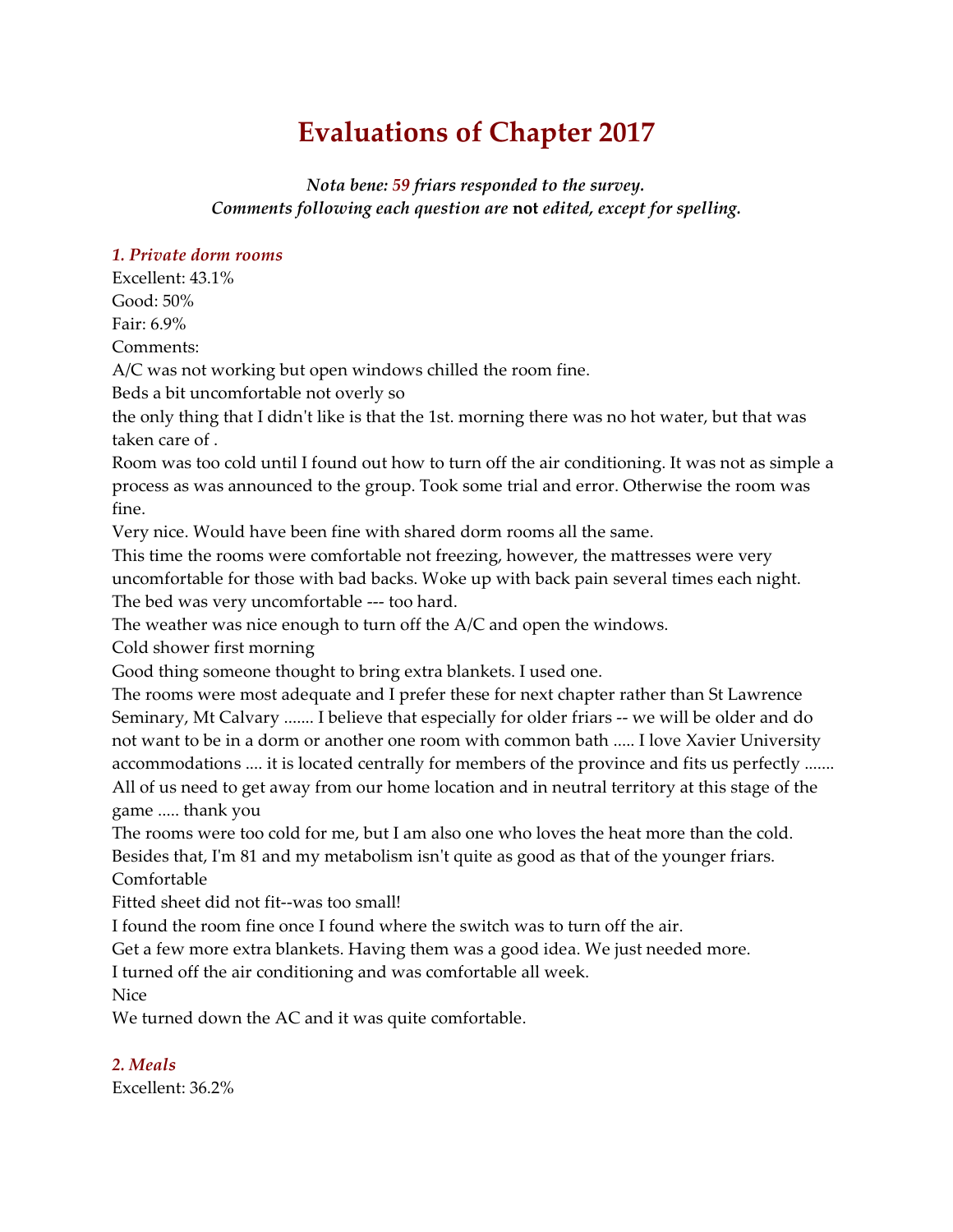# Evaluations of Chapter 2017

*Nota bene: 59 friars responded to the survey.*
*Comments following each question are* **not** *edited, except for spelling.*

### *1. Private dorm rooms*

Excellent: 43.1%
Good: 50%
Fair: 6.9%
Comments:
A/C was not working but open windows chilled the room fine.
Beds a bit uncomfortable not overly so
the only thing that I didn't like is that the 1st. morning there was no hot water, but that was taken care of .
Room was too cold until I found out how to turn off the air conditioning. It was not as simple a process as was announced to the group. Took some trial and error. Otherwise the room was fine.
Very nice. Would have been fine with shared dorm rooms all the same.
This time the rooms were comfortable not freezing, however, the mattresses were very uncomfortable for those with bad backs. Woke up with back pain several times each night.
The bed was very uncomfortable --- too hard.
The weather was nice enough to turn off the A/C and open the windows.
Cold shower first morning
Good thing someone thought to bring extra blankets. I used one.
The rooms were most adequate and I prefer these for next chapter rather than St Lawrence Seminary, Mt Calvary ....... I believe that especially for older friars -- we will be older and do not want to be in a dorm or another one room with common bath ..... I love Xavier University accommodations .... it is located centrally for members of the province and fits us perfectly ....... All of us need to get away from our home location and in neutral territory at this stage of the game ..... thank you
The rooms were too cold for me, but I am also one who loves the heat more than the cold. Besides that, I'm 81 and my metabolism isn't quite as good as that of the younger friars.
Comfortable
Fitted sheet did not fit--was too small!
I found the room fine once I found where the switch was to turn off the air.
Get a few more extra blankets. Having them was a good idea. We just needed more.
I turned off the air conditioning and was comfortable all week.
Nice
We turned down the AC and it was quite comfortable.

### *2. Meals*

Excellent: 36.2%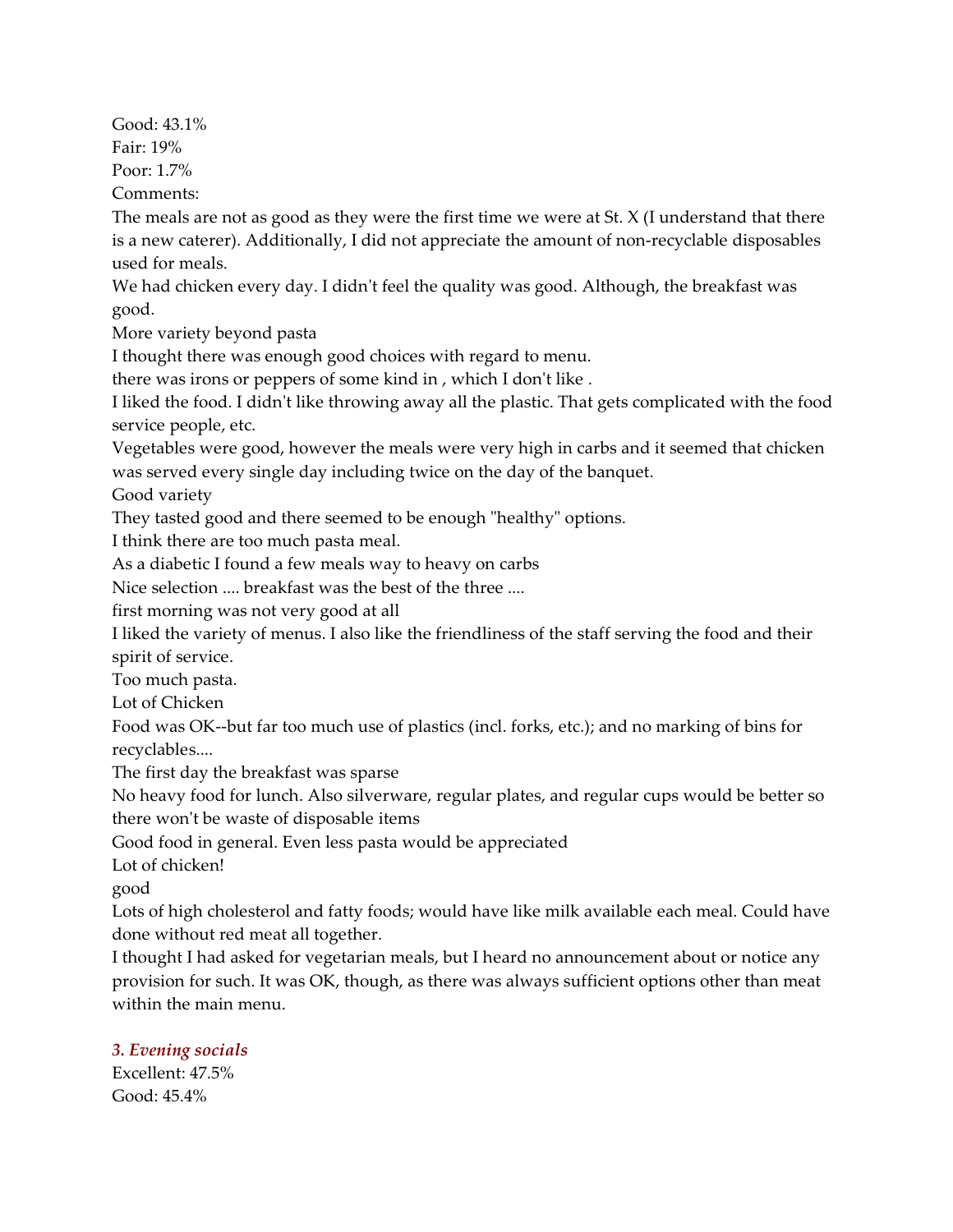Good: 43.1%
Fair: 19%
Poor: 1.7%
Comments:
The meals are not as good as they were the first time we were at St. X (I understand that there is a new caterer). Additionally, I did not appreciate the amount of non-recyclable disposables used for meals.
We had chicken every day. I didn't feel the quality was good. Although, the breakfast was good.
More variety beyond pasta
I thought there was enough good choices with regard to menu.
there was irons or peppers of some kind in , which I don't like .
I liked the food. I didn't like throwing away all the plastic. That gets complicated with the food service people, etc.
Vegetables were good, however the meals were very high in carbs and it seemed that chicken was served every single day including twice on the day of the banquet.
Good variety
They tasted good and there seemed to be enough "healthy" options.
I think there are too much pasta meal.
As a diabetic I found a few meals way to heavy on carbs
Nice selection .... breakfast was the best of the three ....
first morning was not very good at all
I liked the variety of menus. I also like the friendliness of the staff serving the food and their spirit of service.
Too much pasta.
Lot of Chicken
Food was OK--but far too much use of plastics (incl. forks, etc.); and no marking of bins for recyclables....
The first day the breakfast was sparse
No heavy food for lunch. Also silverware, regular plates, and regular cups would be better so there won't be waste of disposable items
Good food in general. Even less pasta would be appreciated
Lot of chicken!
good
Lots of high cholesterol and fatty foods; would have like milk available each meal. Could have done without red meat all together.
I thought I had asked for vegetarian meals, but I heard no announcement about or notice any provision for such. It was OK, though, as there was always sufficient options other than meat within the main menu.

### *3. Evening socials*

Excellent: 47.5%
Good: 45.4%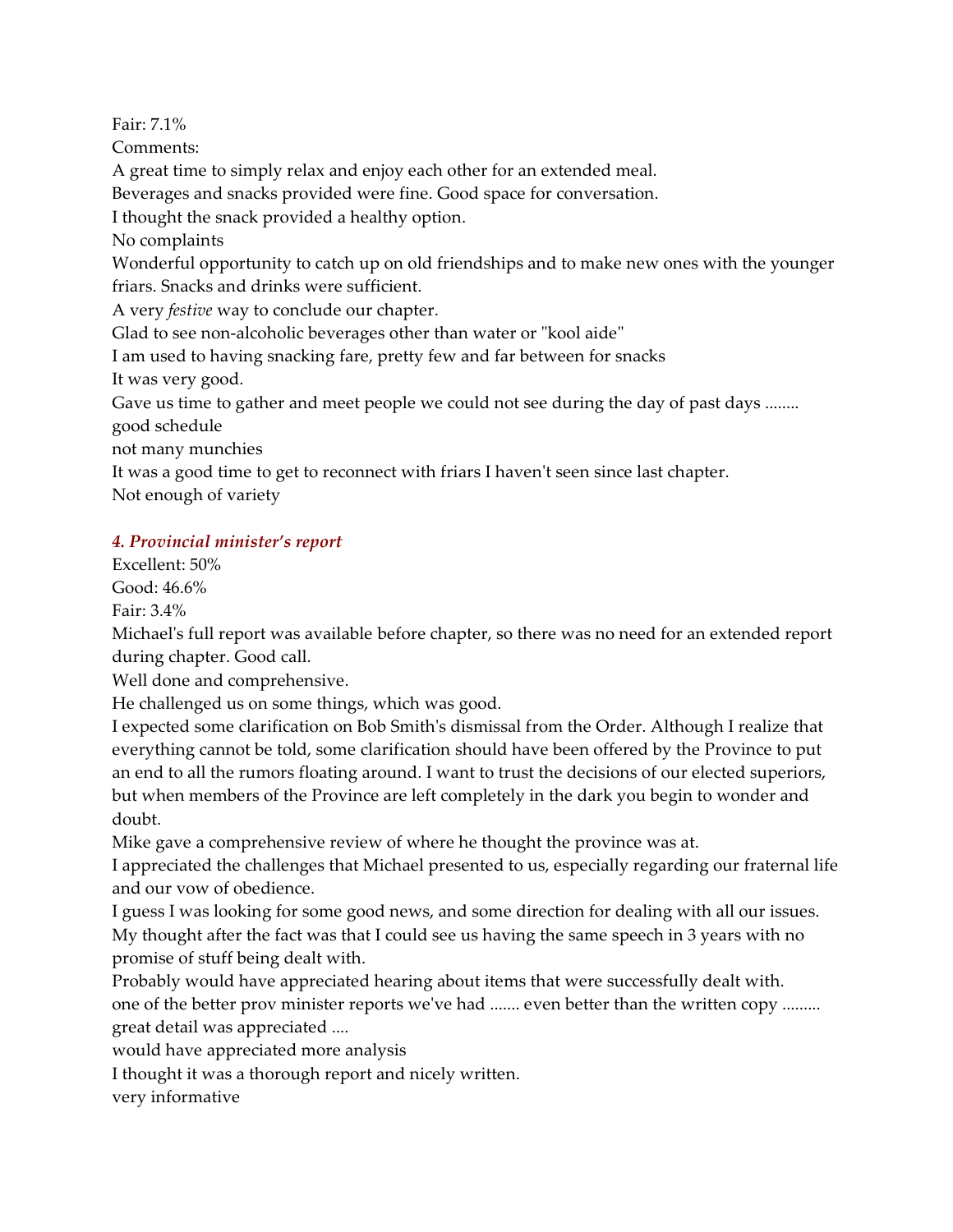Fair: 7.1%

Comments:

A great time to simply relax and enjoy each other for an extended meal.

Beverages and snacks provided were fine. Good space for conversation.

I thought the snack provided a healthy option.

No complaints

Wonderful opportunity to catch up on old friendships and to make new ones with the younger friars. Snacks and drinks were sufficient.

A very *festive* way to conclude our chapter.

Glad to see non-alcoholic beverages other than water or "kool aide"

I am used to having snacking fare, pretty few and far between for snacks

It was very good.

Gave us time to gather and meet people we could not see during the day of past days ........ good schedule

not many munchies

It was a good time to get to reconnect with friars I haven't seen since last chapter.

Not enough of variety

### *4. Provincial minister's report*

Excellent: 50%

Good: 46.6%

Fair: 3.4%

Michael's full report was available before chapter, so there was no need for an extended report during chapter. Good call.

Well done and comprehensive.

He challenged us on some things, which was good.

I expected some clarification on Bob Smith's dismissal from the Order. Although I realize that everything cannot be told, some clarification should have been offered by the Province to put an end to all the rumors floating around. I want to trust the decisions of our elected superiors, but when members of the Province are left completely in the dark you begin to wonder and doubt.

Mike gave a comprehensive review of where he thought the province was at.

I appreciated the challenges that Michael presented to us, especially regarding our fraternal life and our vow of obedience.

I guess I was looking for some good news, and some direction for dealing with all our issues. My thought after the fact was that I could see us having the same speech in 3 years with no promise of stuff being dealt with.

Probably would have appreciated hearing about items that were successfully dealt with.

one of the better prov minister reports we've had ....... even better than the written copy ......... great detail was appreciated ....

would have appreciated more analysis

I thought it was a thorough report and nicely written.

very informative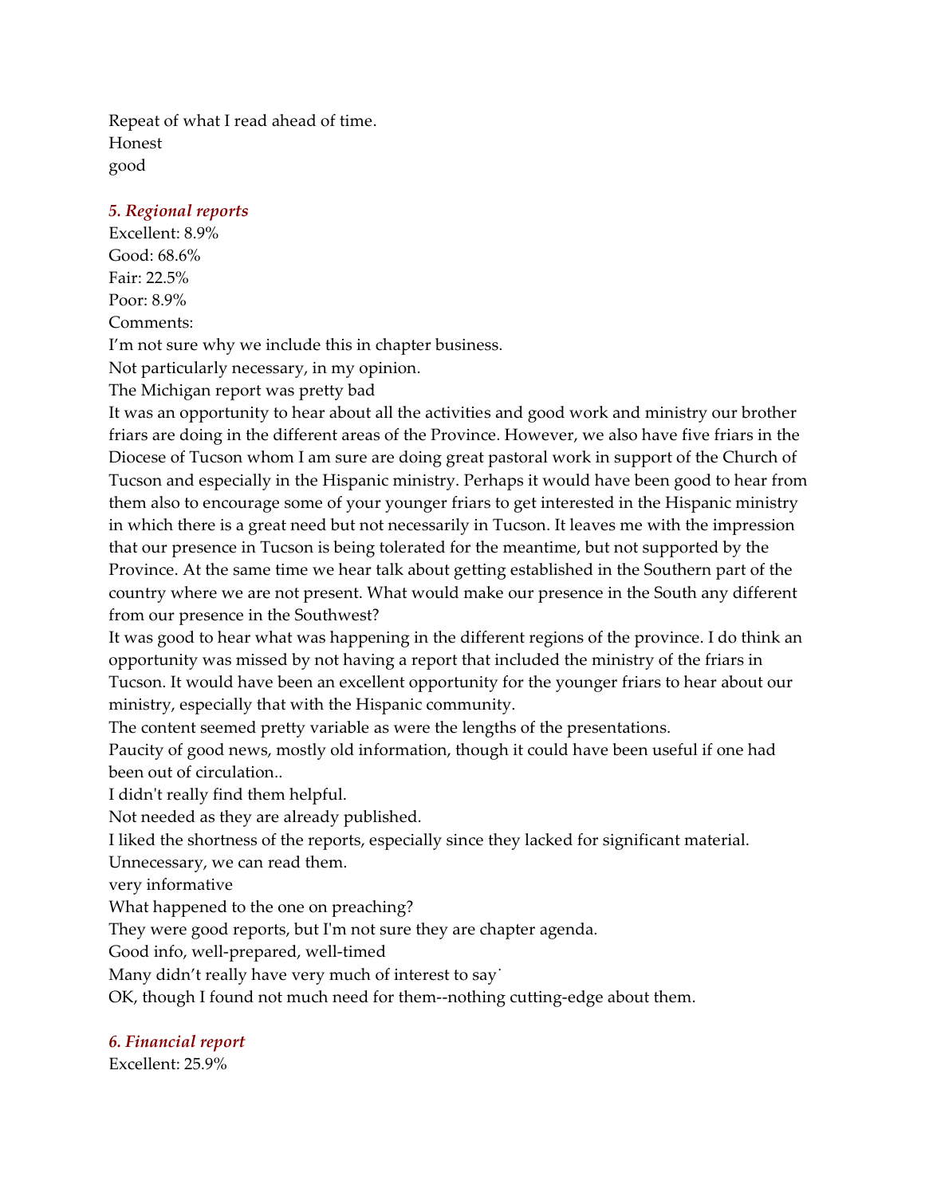Repeat of what I read ahead of time.
Honest
good

### *5. Regional reports*

Excellent: 8.9%
Good: 68.6%
Fair: 22.5%
Poor: 8.9%
Comments:
I'm not sure why we include this in chapter business.
Not particularly necessary, in my opinion.
The Michigan report was pretty bad
It was an opportunity to hear about all the activities and good work and ministry our brother friars are doing in the different areas of the Province. However, we also have five friars in the Diocese of Tucson whom I am sure are doing great pastoral work in support of the Church of Tucson and especially in the Hispanic ministry. Perhaps it would have been good to hear from them also to encourage some of your younger friars to get interested in the Hispanic ministry in which there is a great need but not necessarily in Tucson. It leaves me with the impression that our presence in Tucson is being tolerated for the meantime, but not supported by the Province. At the same time we hear talk about getting established in the Southern part of the country where we are not present. What would make our presence in the South any different from our presence in the Southwest?
It was good to hear what was happening in the different regions of the province. I do think an opportunity was missed by not having a report that included the ministry of the friars in Tucson. It would have been an excellent opportunity for the younger friars to hear about our ministry, especially that with the Hispanic community.
The content seemed pretty variable as were the lengths of the presentations.
Paucity of good news, mostly old information, though it could have been useful if one had been out of circulation..
I didn't really find them helpful.
Not needed as they are already published.
I liked the shortness of the reports, especially since they lacked for significant material.
Unnecessary, we can read them.
very informative
What happened to the one on preaching?
They were good reports, but I'm not sure they are chapter agenda.
Good info, well-prepared, well-timed
Many didn't really have very much of interest to say˙
OK, though I found not much need for them--nothing cutting-edge about them.

### *6. Financial report*

Excellent: 25.9%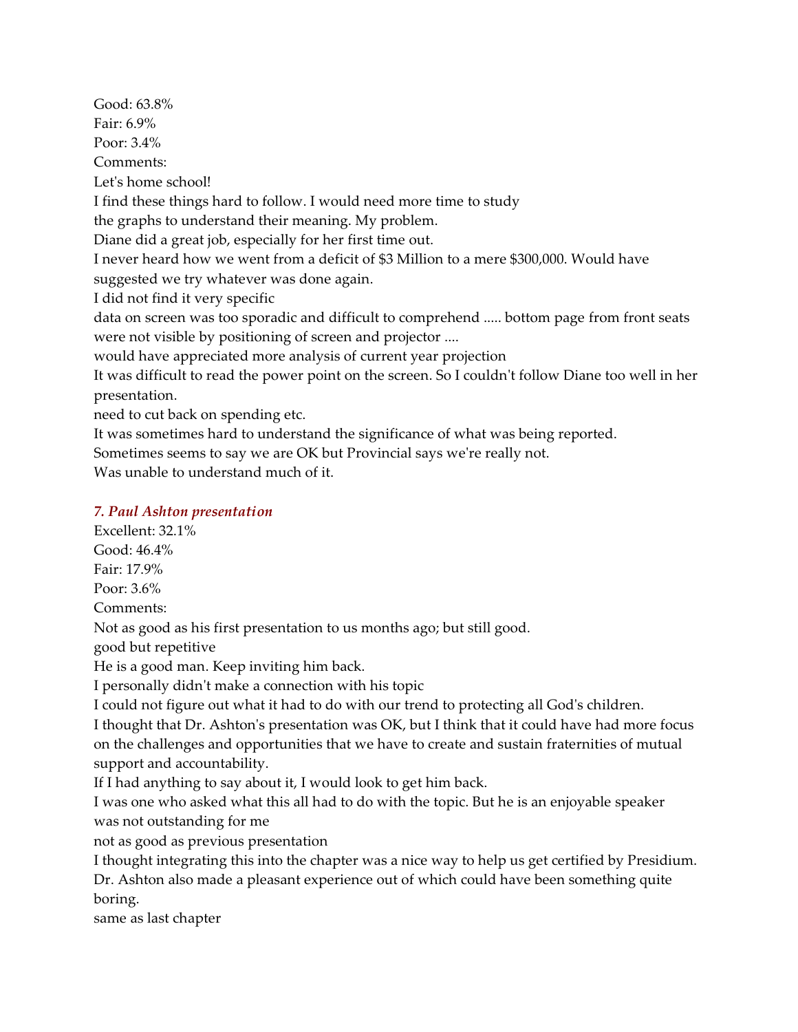Good: 63.8%
Fair: 6.9%
Poor: 3.4%
Comments:
Let's home school!
I find these things hard to follow. I would need more time to study the graphs to understand their meaning. My problem.
Diane did a great job, especially for her first time out.
I never heard how we went from a deficit of $3 Million to a mere $300,000. Would have suggested we try whatever was done again.
I did not find it very specific
data on screen was too sporadic and difficult to comprehend ..... bottom page from front seats were not visible by positioning of screen and projector ....
would have appreciated more analysis of current year projection
It was difficult to read the power point on the screen. So I couldn't follow Diane too well in her presentation.
need to cut back on spending etc.
It was sometimes hard to understand the significance of what was being reported.
Sometimes seems to say we are OK but Provincial says we're really not.
Was unable to understand much of it.

### *7. Paul Ashton presentation*

Excellent: 32.1%
Good: 46.4%
Fair: 17.9%
Poor: 3.6%
Comments:
Not as good as his first presentation to us months ago; but still good.
good but repetitive
He is a good man. Keep inviting him back.
I personally didn't make a connection with his topic
I could not figure out what it had to do with our trend to protecting all God's children.
I thought that Dr. Ashton's presentation was OK, but I think that it could have had more focus on the challenges and opportunities that we have to create and sustain fraternities of mutual support and accountability.
If I had anything to say about it, I would look to get him back.
I was one who asked what this all had to do with the topic. But he is an enjoyable speaker
was not outstanding for me
not as good as previous presentation
I thought integrating this into the chapter was a nice way to help us get certified by Presidium. Dr. Ashton also made a pleasant experience out of which could have been something quite boring.
same as last chapter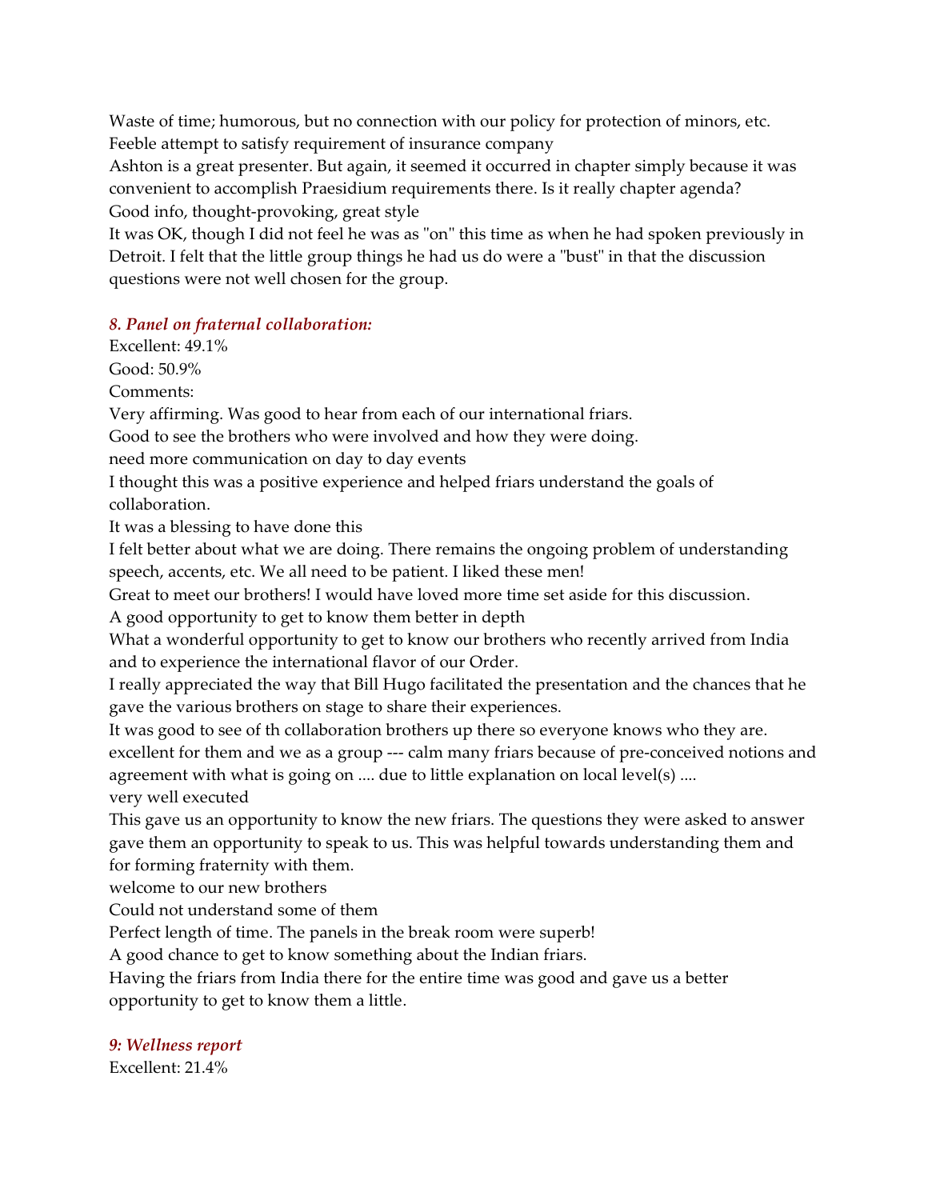Waste of time; humorous, but no connection with our policy for protection of minors, etc.

Feeble attempt to satisfy requirement of insurance company

Ashton is a great presenter. But again, it seemed it occurred in chapter simply because it was convenient to accomplish Praesidium requirements there. Is it really chapter agenda?

Good info, thought-provoking, great style

It was OK, though I did not feel he was as "on" this time as when he had spoken previously in Detroit. I felt that the little group things he had us do were a "bust" in that the discussion questions were not well chosen for the group.

### *8. Panel on fraternal collaboration:*

Excellent: 49.1%

Good: 50.9%

Comments:

Very affirming. Was good to hear from each of our international friars.

Good to see the brothers who were involved and how they were doing.

need more communication on day to day events

I thought this was a positive experience and helped friars understand the goals of collaboration.

It was a blessing to have done this

I felt better about what we are doing. There remains the ongoing problem of understanding speech, accents, etc. We all need to be patient. I liked these men!

Great to meet our brothers! I would have loved more time set aside for this discussion.

A good opportunity to get to know them better in depth

What a wonderful opportunity to get to know our brothers who recently arrived from India and to experience the international flavor of our Order.

I really appreciated the way that Bill Hugo facilitated the presentation and the chances that he gave the various brothers on stage to share their experiences.

It was good to see of th collaboration brothers up there so everyone knows who they are.

excellent for them and we as a group --- calm many friars because of pre-conceived notions and agreement with what is going on .... due to little explanation on local level(s) ....

very well executed

This gave us an opportunity to know the new friars. The questions they were asked to answer gave them an opportunity to speak to us. This was helpful towards understanding them and for forming fraternity with them.

welcome to our new brothers

Could not understand some of them

Perfect length of time. The panels in the break room were superb!

A good chance to get to know something about the Indian friars.

Having the friars from India there for the entire time was good and gave us a better opportunity to get to know them a little.

### *9: Wellness report*

Excellent: 21.4%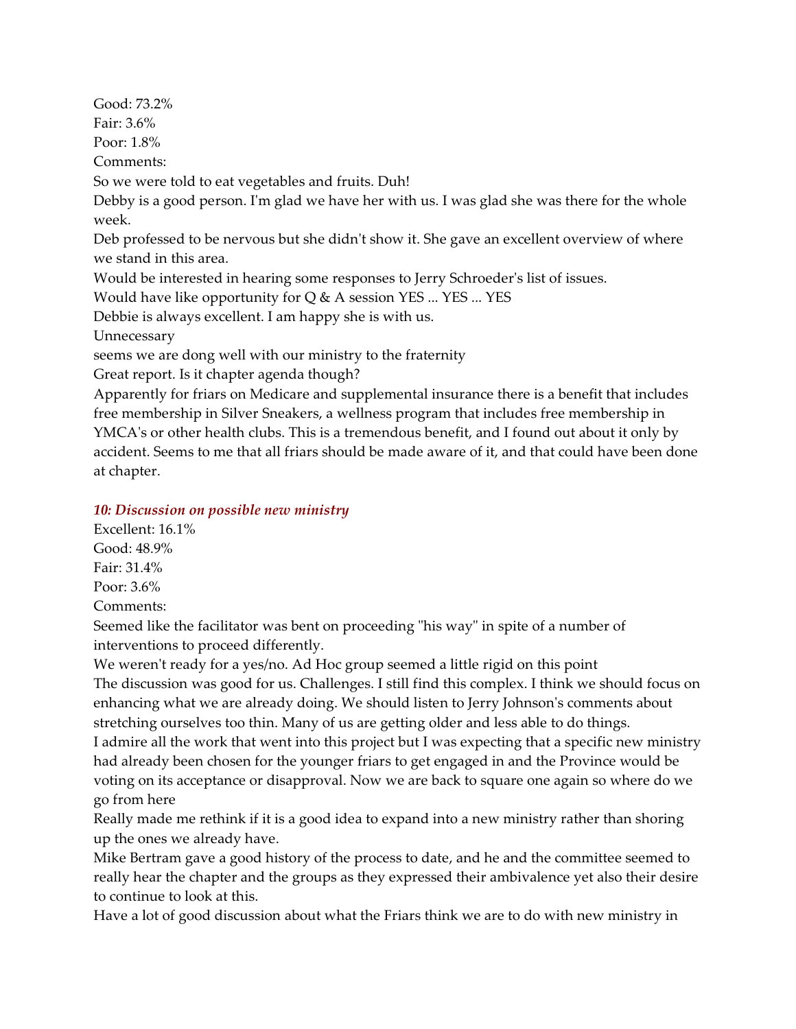Good: 73.2%
Fair: 3.6%
Poor: 1.8%
Comments:
So we were told to eat vegetables and fruits. Duh!
Debby is a good person. I'm glad we have her with us. I was glad she was there for the whole week.
Deb professed to be nervous but she didn't show it. She gave an excellent overview of where we stand in this area.
Would be interested in hearing some responses to Jerry Schroeder's list of issues.
Would have like opportunity for Q & A session YES ... YES ... YES
Debbie is always excellent. I am happy she is with us.
Unnecessary
seems we are dong well with our ministry to the fraternity
Great report. Is it chapter agenda though?
Apparently for friars on Medicare and supplemental insurance there is a benefit that includes free membership in Silver Sneakers, a wellness program that includes free membership in YMCA's or other health clubs. This is a tremendous benefit, and I found out about it only by accident. Seems to me that all friars should be made aware of it, and that could have been done at chapter.

### *10: Discussion on possible new ministry*

Excellent: 16.1%
Good: 48.9%
Fair: 31.4%
Poor: 3.6%
Comments:
Seemed like the facilitator was bent on proceeding "his way" in spite of a number of interventions to proceed differently.
We weren't ready for a yes/no. Ad Hoc group seemed a little rigid on this point
The discussion was good for us. Challenges. I still find this complex. I think we should focus on enhancing what we are already doing. We should listen to Jerry Johnson's comments about stretching ourselves too thin. Many of us are getting older and less able to do things.
I admire all the work that went into this project but I was expecting that a specific new ministry had already been chosen for the younger friars to get engaged in and the Province would be voting on its acceptance or disapproval. Now we are back to square one again so where do we go from here
Really made me rethink if it is a good idea to expand into a new ministry rather than shoring up the ones we already have.
Mike Bertram gave a good history of the process to date, and he and the committee seemed to really hear the chapter and the groups as they expressed their ambivalence yet also their desire to continue to look at this.
Have a lot of good discussion about what the Friars think we are to do with new ministry in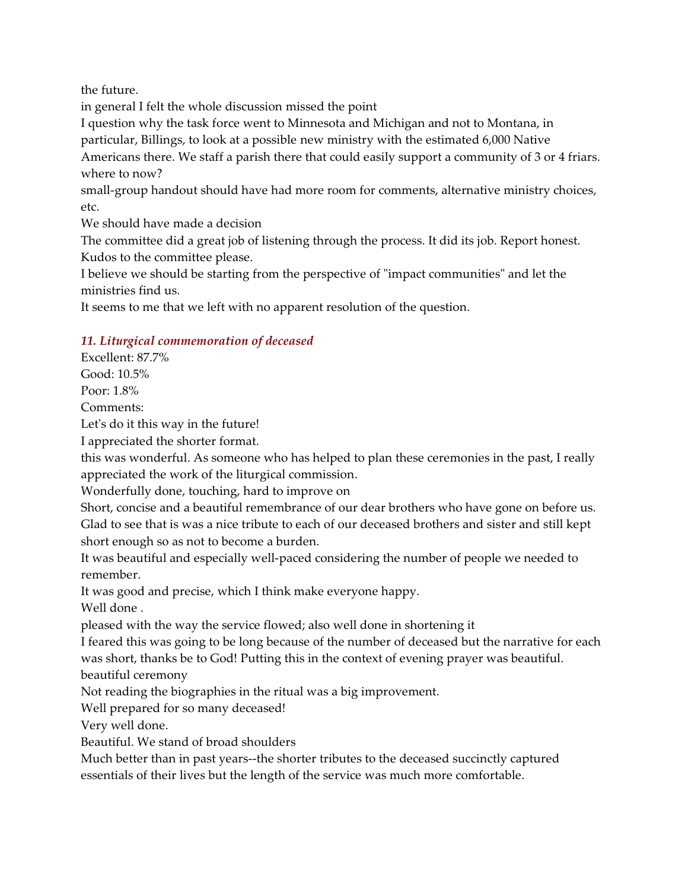the future.

in general I felt the whole discussion missed the point

I question why the task force went to Minnesota and Michigan and not to Montana, in particular, Billings, to look at a possible new ministry with the estimated 6,000 Native Americans there. We staff a parish there that could easily support a community of 3 or 4 friars.

where to now?

small-group handout should have had more room for comments, alternative ministry choices, etc.

We should have made a decision

The committee did a great job of listening through the process. It did its job. Report honest. Kudos to the committee please.

I believe we should be starting from the perspective of "impact communities" and let the ministries find us.

It seems to me that we left with no apparent resolution of the question.

### *11. Liturgical commemoration of deceased*

Excellent: 87.7%

Good: 10.5%

Poor: 1.8%

Comments:

Let's do it this way in the future!

I appreciated the shorter format.

this was wonderful. As someone who has helped to plan these ceremonies in the past, I really appreciated the work of the liturgical commission.

Wonderfully done, touching, hard to improve on

Short, concise and a beautiful remembrance of our dear brothers who have gone on before us.

Glad to see that is was a nice tribute to each of our deceased brothers and sister and still kept short enough so as not to become a burden.

It was beautiful and especially well-paced considering the number of people we needed to remember.

It was good and precise, which I think make everyone happy.

Well done .

pleased with the way the service flowed; also well done in shortening it

I feared this was going to be long because of the number of deceased but the narrative for each was short, thanks be to God! Putting this in the context of evening prayer was beautiful.

beautiful ceremony

Not reading the biographies in the ritual was a big improvement.

Well prepared for so many deceased!

Very well done.

Beautiful. We stand of broad shoulders

Much better than in past years--the shorter tributes to the deceased succinctly captured essentials of their lives but the length of the service was much more comfortable.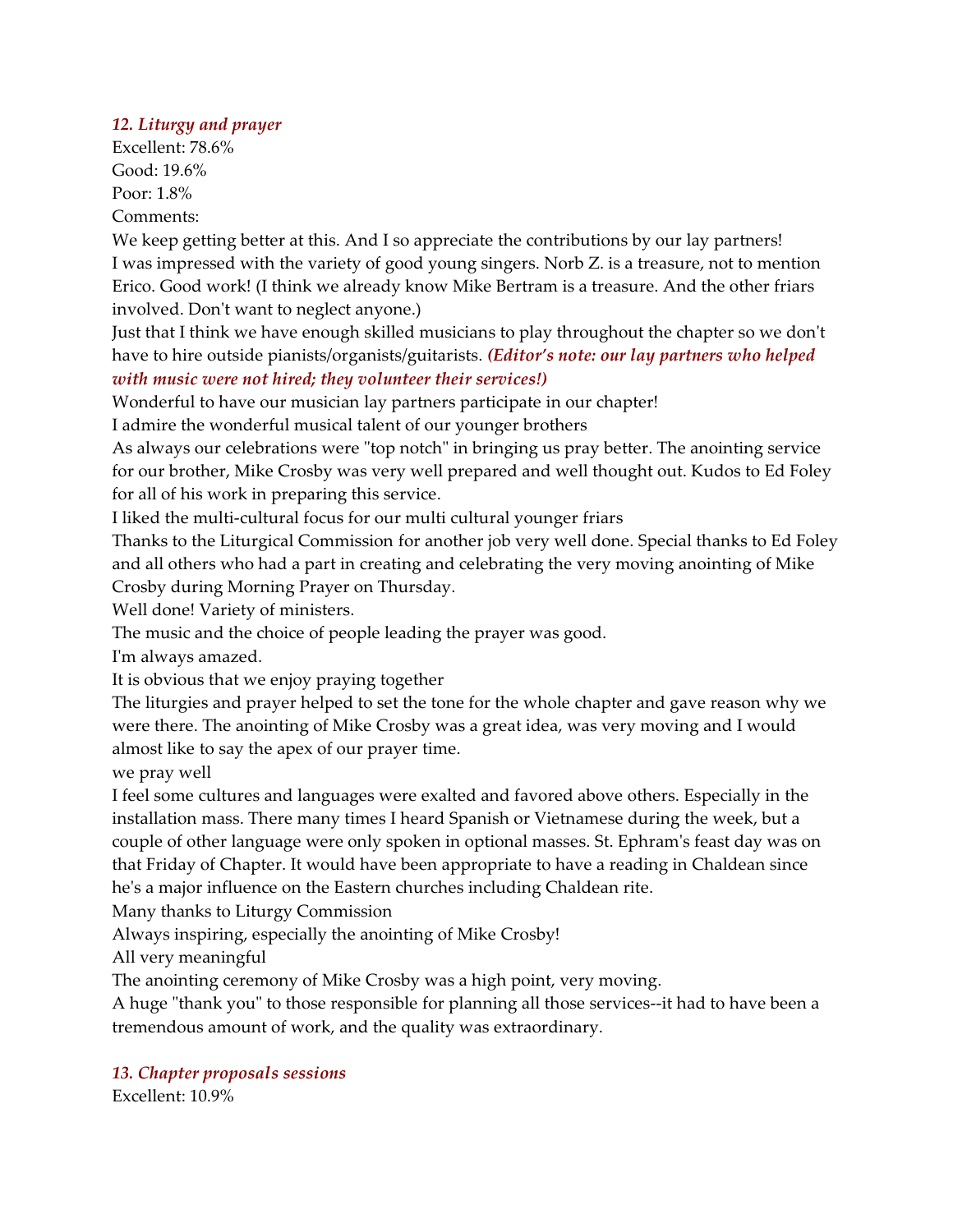### *12. Liturgy and prayer*

Excellent: 78.6%
Good: 19.6%
Poor: 1.8%
Comments:

We keep getting better at this. And I so appreciate the contributions by our lay partners!

I was impressed with the variety of good young singers. Norb Z. is a treasure, not to mention Erico. Good work! (I think we already know Mike Bertram is a treasure. And the other friars involved. Don't want to neglect anyone.)

Just that I think we have enough skilled musicians to play throughout the chapter so we don't have to hire outside pianists/organists/guitarists. ***(Editor's note: our lay partners who helped with music were not hired; they volunteer their services!)***

Wonderful to have our musician lay partners participate in our chapter!

I admire the wonderful musical talent of our younger brothers

As always our celebrations were "top notch" in bringing us pray better. The anointing service for our brother, Mike Crosby was very well prepared and well thought out. Kudos to Ed Foley for all of his work in preparing this service.

I liked the multi-cultural focus for our multi cultural younger friars

Thanks to the Liturgical Commission for another job very well done. Special thanks to Ed Foley and all others who had a part in creating and celebrating the very moving anointing of Mike Crosby during Morning Prayer on Thursday.

Well done! Variety of ministers.

The music and the choice of people leading the prayer was good.

I'm always amazed.

It is obvious that we enjoy praying together

The liturgies and prayer helped to set the tone for the whole chapter and gave reason why we were there. The anointing of Mike Crosby was a great idea, was very moving and I would almost like to say the apex of our prayer time.

we pray well

I feel some cultures and languages were exalted and favored above others. Especially in the installation mass. There many times I heard Spanish or Vietnamese during the week, but a couple of other language were only spoken in optional masses. St. Ephram's feast day was on that Friday of Chapter. It would have been appropriate to have a reading in Chaldean since he's a major influence on the Eastern churches including Chaldean rite.

Many thanks to Liturgy Commission

Always inspiring, especially the anointing of Mike Crosby!

All very meaningful

The anointing ceremony of Mike Crosby was a high point, very moving.

A huge "thank you" to those responsible for planning all those services--it had to have been a tremendous amount of work, and the quality was extraordinary.

### *13. Chapter proposals sessions*

Excellent: 10.9%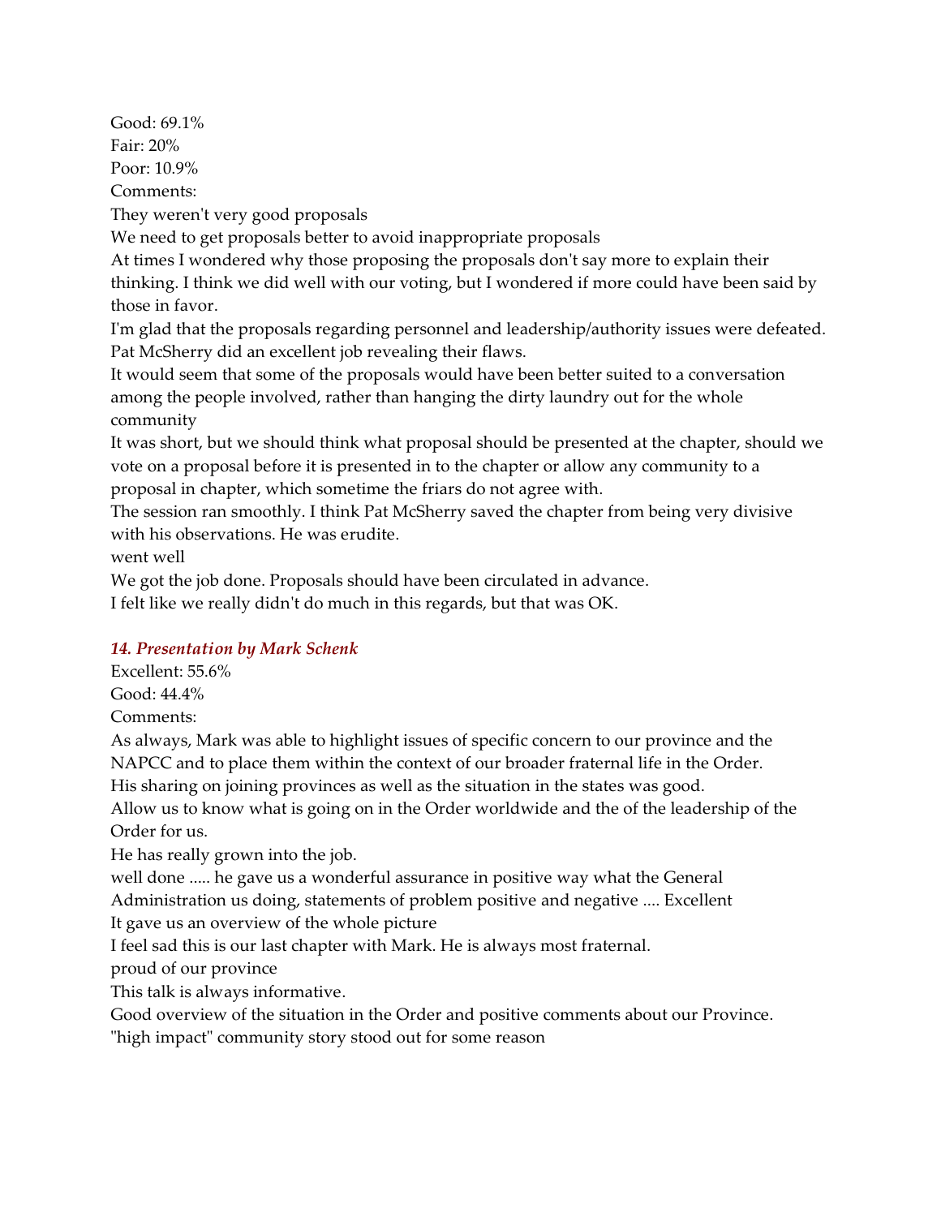Good: 69.1%  
Fair: 20%  
Poor: 10.9%  
Comments:  
They weren't very good proposals  
We need to get proposals better to avoid inappropriate proposals  
At times I wondered why those proposing the proposals don't say more to explain their thinking. I think we did well with our voting, but I wondered if more could have been said by those in favor.  
I'm glad that the proposals regarding personnel and leadership/authority issues were defeated. Pat McSherry did an excellent job revealing their flaws.  
It would seem that some of the proposals would have been better suited to a conversation among the people involved, rather than hanging the dirty laundry out for the whole community  
It was short, but we should think what proposal should be presented at the chapter, should we vote on a proposal before it is presented in to the chapter or allow any community to a proposal in chapter, which sometime the friars do not agree with.  
The session ran smoothly. I think Pat McSherry saved the chapter from being very divisive with his observations. He was erudite.  
went well  
We got the job done. Proposals should have been circulated in advance.  
I felt like we really didn't do much in this regards, but that was OK.

### *14. Presentation by Mark Schenk*

Excellent: 55.6%  
Good: 44.4%  
Comments:  
As always, Mark was able to highlight issues of specific concern to our province and the NAPCC and to place them within the context of our broader fraternal life in the Order.  
His sharing on joining provinces as well as the situation in the states was good.  
Allow us to know what is going on in the Order worldwide and the of the leadership of the Order for us.  
He has really grown into the job.  
well done ..... he gave us a wonderful assurance in positive way what the General Administration us doing, statements of problem positive and negative .... Excellent  
It gave us an overview of the whole picture  
I feel sad this is our last chapter with Mark. He is always most fraternal.  
proud of our province  
This talk is always informative.  
Good overview of the situation in the Order and positive comments about our Province.  
"high impact" community story stood out for some reason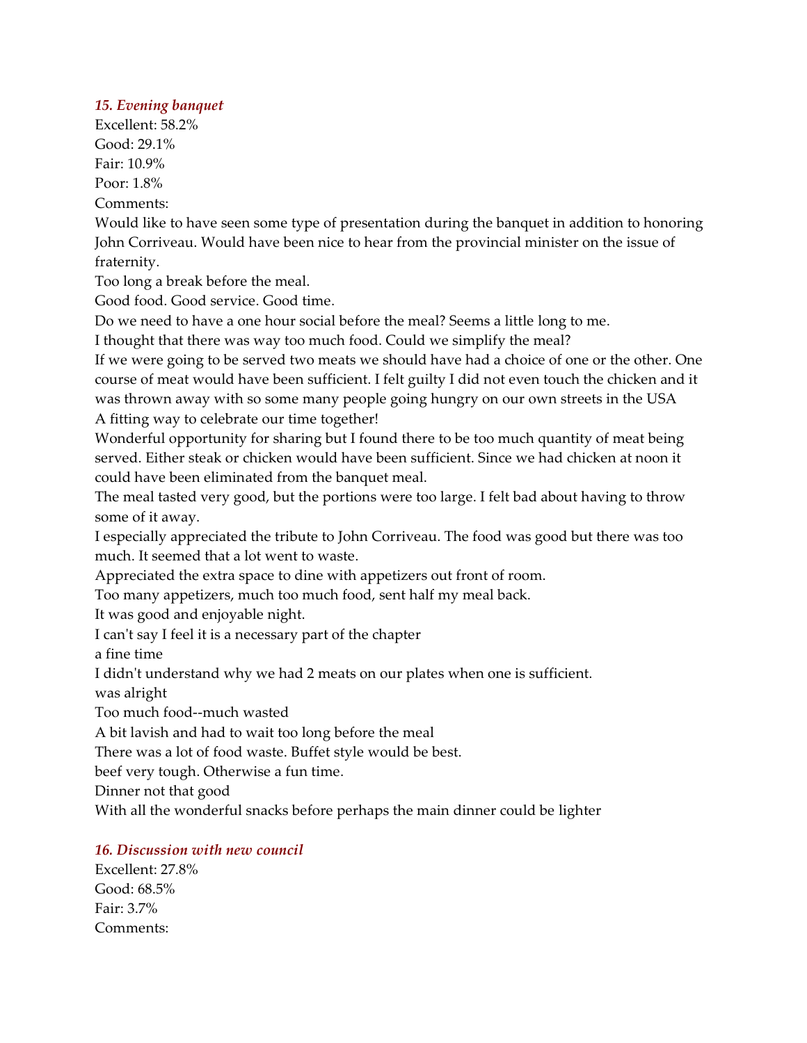### *15. Evening banquet*

Excellent: 58.2%
Good: 29.1%
Fair: 10.9%
Poor: 1.8%
Comments:

Would like to have seen some type of presentation during the banquet in addition to honoring John Corriveau. Would have been nice to hear from the provincial minister on the issue of fraternity.

Too long a break before the meal.

Good food. Good service. Good time.

Do we need to have a one hour social before the meal? Seems a little long to me.

I thought that there was way too much food. Could we simplify the meal?

If we were going to be served two meats we should have had a choice of one or the other. One course of meat would have been sufficient. I felt guilty I did not even touch the chicken and it was thrown away with so some many people going hungry on our own streets in the USA

A fitting way to celebrate our time together!

Wonderful opportunity for sharing but I found there to be too much quantity of meat being served. Either steak or chicken would have been sufficient. Since we had chicken at noon it could have been eliminated from the banquet meal.

The meal tasted very good, but the portions were too large. I felt bad about having to throw some of it away.

I especially appreciated the tribute to John Corriveau. The food was good but there was too much. It seemed that a lot went to waste.

Appreciated the extra space to dine with appetizers out front of room.

Too many appetizers, much too much food, sent half my meal back.

It was good and enjoyable night.

I can't say I feel it is a necessary part of the chapter

a fine time

I didn't understand why we had 2 meats on our plates when one is sufficient.

was alright

Too much food--much wasted

A bit lavish and had to wait too long before the meal

There was a lot of food waste. Buffet style would be best.

beef very tough. Otherwise a fun time.

Dinner not that good

With all the wonderful snacks before perhaps the main dinner could be lighter

### *16. Discussion with new council*

Excellent: 27.8%
Good: 68.5%
Fair: 3.7%
Comments: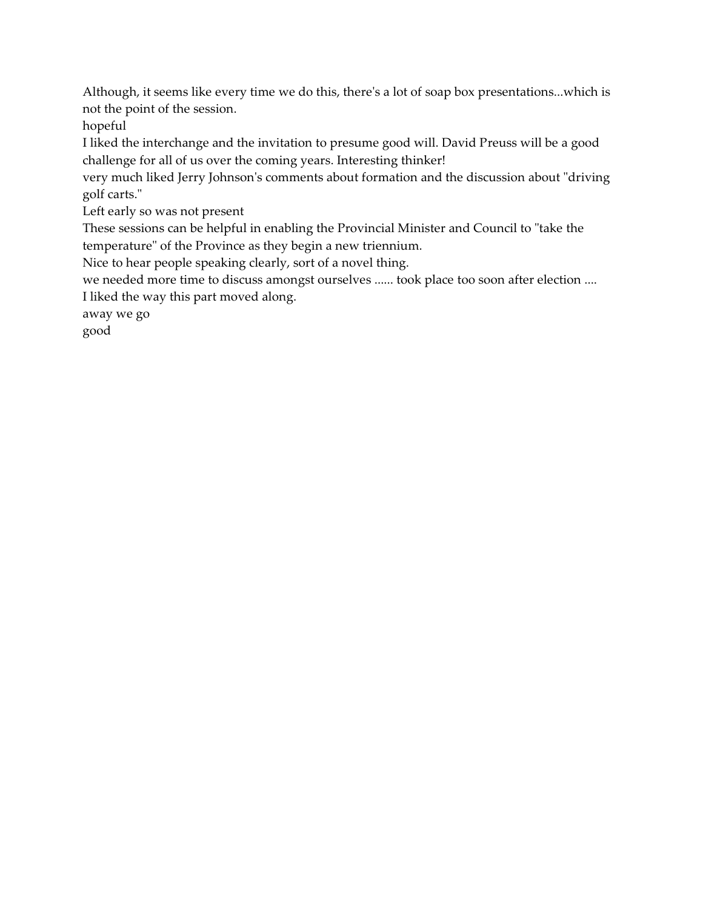Although, it seems like every time we do this, there's a lot of soap box presentations...which is not the point of the session.

hopeful

I liked the interchange and the invitation to presume good will. David Preuss will be a good challenge for all of us over the coming years. Interesting thinker!

very much liked Jerry Johnson's comments about formation and the discussion about "driving golf carts."

Left early so was not present

These sessions can be helpful in enabling the Provincial Minister and Council to "take the temperature" of the Province as they begin a new triennium.

Nice to hear people speaking clearly, sort of a novel thing.

we needed more time to discuss amongst ourselves ...... took place too soon after election ....

I liked the way this part moved along.

away we go

good